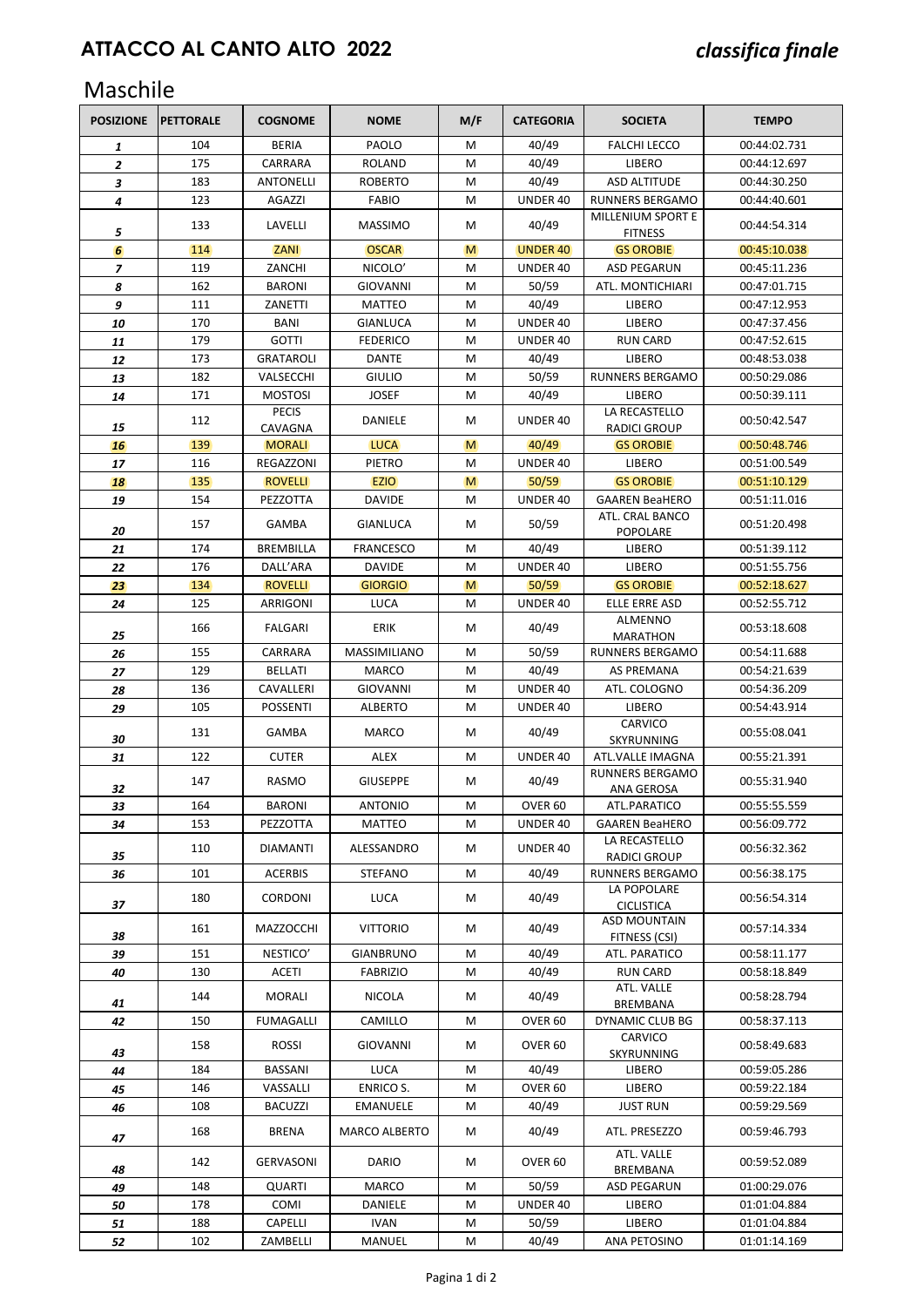# ATTACCO AL CANTO ALTO 2022

***classifica finale***

## Maschile

| POSIZIONE | PETTORALE | COGNOME | NOME | M/F | CATEGORIA | SOCIETA | TEMPO |
|---|---|---|---|---|---|---|---|
| *1* | 104 | BERIA | PAOLO | M | 40/49 | FALCHI LECCO | 00:44:02.731 |
| *2* | 175 | CARRARA | ROLAND | M | 40/49 | LIBERO | 00:44:12.697 |
| *3* | 183 | ANTONELLI | ROBERTO | M | 40/49 | ASD ALTITUDE | 00:44:30.250 |
| *4* | 123 | AGAZZI | FABIO | M | UNDER 40 | RUNNERS BERGAMO | 00:44:40.601 |
| *5* | 133 | LAVELLI | MASSIMO | M | 40/49 | MILLENIUM SPORT E FITNESS | 00:44:54.314 |
| *6* | 114 | ZANI | OSCAR | M | UNDER 40 | GS OROBIE | 00:45:10.038 |
| *7* | 119 | ZANCHI | NICOLO' | M | UNDER 40 | ASD PEGARUN | 00:45:11.236 |
| *8* | 162 | BARONI | GIOVANNI | M | 50/59 | ATL. MONTICHIARI | 00:47:01.715 |
| *9* | 111 | ZANETTI | MATTEO | M | 40/49 | LIBERO | 00:47:12.953 |
| *10* | 170 | BANI | GIANLUCA | M | UNDER 40 | LIBERO | 00:47:37.456 |
| *11* | 179 | GOTTI | FEDERICO | M | UNDER 40 | RUN CARD | 00:47:52.615 |
| *12* | 173 | GRATAROLI | DANTE | M | 40/49 | LIBERO | 00:48:53.038 |
| *13* | 182 | VALSECCHI | GIULIO | M | 50/59 | RUNNERS BERGAMO | 00:50:29.086 |
| *14* | 171 | MOSTOSI | JOSEF | M | 40/49 | LIBERO | 00:50:39.111 |
| *15* | 112 | PECIS CAVAGNA | DANIELE | M | UNDER 40 | LA RECASTELLO RADICI GROUP | 00:50:42.547 |
| *16* | 139 | MORALI | LUCA | M | 40/49 | GS OROBIE | 00:50:48.746 |
| *17* | 116 | REGAZZONI | PIETRO | M | UNDER 40 | LIBERO | 00:51:00.549 |
| *18* | 135 | ROVELLI | EZIO | M | 50/59 | GS OROBIE | 00:51:10.129 |
| *19* | 154 | PEZZOTTA | DAVIDE | M | UNDER 40 | GAAREN BeaHERO | 00:51:11.016 |
| *20* | 157 | GAMBA | GIANLUCA | M | 50/59 | ATL. CRAL BANCO POPOLARE | 00:51:20.498 |
| *21* | 174 | BREMBILLA | FRANCESCO | M | 40/49 | LIBERO | 00:51:39.112 |
| *22* | 176 | DALL'ARA | DAVIDE | M | UNDER 40 | LIBERO | 00:51:55.756 |
| *23* | 134 | ROVELLI | GIORGIO | M | 50/59 | GS OROBIE | 00:52:18.627 |
| *24* | 125 | ARRIGONI | LUCA | M | UNDER 40 | ELLE ERRE ASD | 00:52:55.712 |
| *25* | 166 | FALGARI | ERIK | M | 40/49 | ALMENNO MARATHON | 00:53:18.608 |
| *26* | 155 | CARRARA | MASSIMILIANO | M | 50/59 | RUNNERS BERGAMO | 00:54:11.688 |
| *27* | 129 | BELLATI | MARCO | M | 40/49 | AS PREMANA | 00:54:21.639 |
| *28* | 136 | CAVALLERI | GIOVANNI | M | UNDER 40 | ATL. COLOGNO | 00:54:36.209 |
| *29* | 105 | POSSENTI | ALBERTO | M | UNDER 40 | LIBERO | 00:54:43.914 |
| *30* | 131 | GAMBA | MARCO | M | 40/49 | CARVICO SKYRUNNING | 00:55:08.041 |
| *31* | 122 | CUTER | ALEX | M | UNDER 40 | ATL.VALLE IMAGNA | 00:55:21.391 |
| *32* | 147 | RASMO | GIUSEPPE | M | 40/49 | RUNNERS BERGAMO ANA GEROSA | 00:55:31.940 |
| *33* | 164 | BARONI | ANTONIO | M | OVER 60 | ATL.PARATICO | 00:55:55.559 |
| *34* | 153 | PEZZOTTA | MATTEO | M | UNDER 40 | GAAREN BeaHERO | 00:56:09.772 |
| *35* | 110 | DIAMANTI | ALESSANDRO | M | UNDER 40 | LA RECASTELLO RADICI GROUP | 00:56:32.362 |
| *36* | 101 | ACERBIS | STEFANO | M | 40/49 | RUNNERS BERGAMO | 00:56:38.175 |
| *37* | 180 | CORDONI | LUCA | M | 40/49 | LA POPOLARE CICLISTICA | 00:56:54.314 |
| *38* | 161 | MAZZOCCHI | VITTORIO | M | 40/49 | ASD MOUNTAIN FITNESS (CSI) | 00:57:14.334 |
| *39* | 151 | NESTICO' | GIANBRUNO | M | 40/49 | ATL. PARATICO | 00:58:11.177 |
| *40* | 130 | ACETI | FABRIZIO | M | 40/49 | RUN CARD | 00:58:18.849 |
| *41* | 144 | MORALI | NICOLA | M | 40/49 | ATL. VALLE BREMBANA | 00:58:28.794 |
| *42* | 150 | FUMAGALLI | CAMILLO | M | OVER 60 | DYNAMIC CLUB BG | 00:58:37.113 |
| *43* | 158 | ROSSI | GIOVANNI | M | OVER 60 | CARVICO SKYRUNNING | 00:58:49.683 |
| *44* | 184 | BASSANI | LUCA | M | 40/49 | LIBERO | 00:59:05.286 |
| *45* | 146 | VASSALLI | ENRICO S. | M | OVER 60 | LIBERO | 00:59:22.184 |
| *46* | 108 | BACUZZI | EMANUELE | M | 40/49 | JUST RUN | 00:59:29.569 |
| *47* | 168 | BRENA | MARCO ALBERTO | M | 40/49 | ATL. PRESEZZO | 00:59:46.793 |
| *48* | 142 | GERVASONI | DARIO | M | OVER 60 | ATL. VALLE BREMBANA | 00:59:52.089 |
| *49* | 148 | QUARTI | MARCO | M | 50/59 | ASD PEGARUN | 01:00:29.076 |
| *50* | 178 | COMI | DANIELE | M | UNDER 40 | LIBERO | 01:01:04.884 |
| *51* | 188 | CAPELLI | IVAN | M | 50/59 | LIBERO | 01:01:04.884 |
| *52* | 102 | ZAMBELLI | MANUEL | M | 40/49 | ANA PETOSINO | 01:01:14.169 |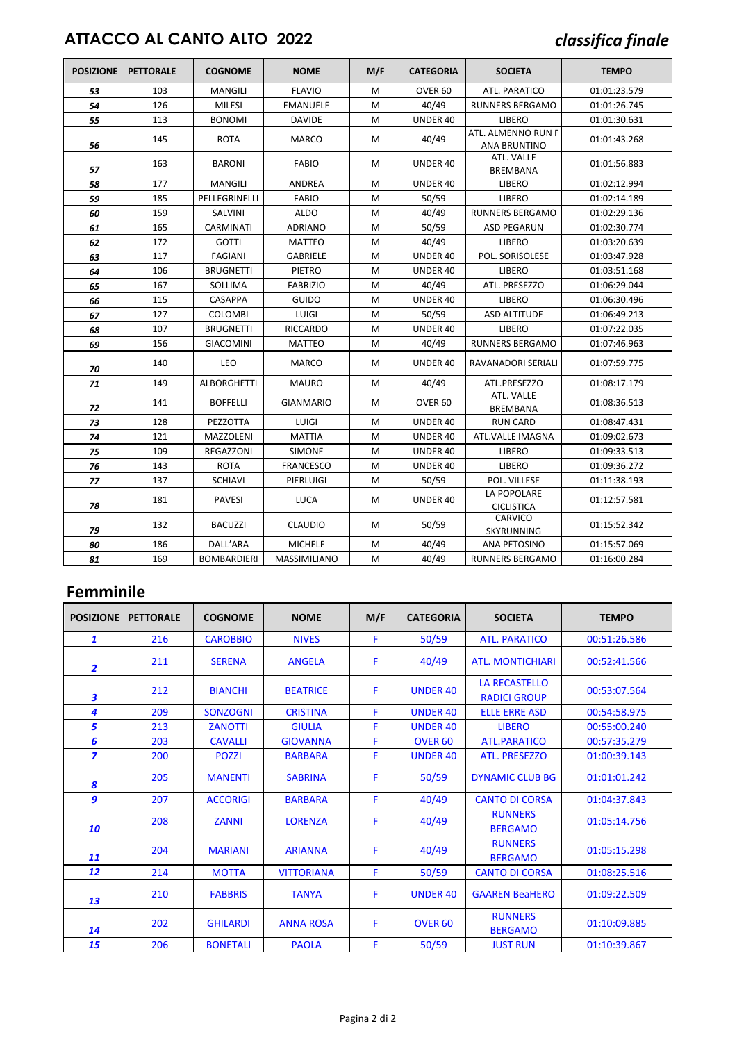# ATTACCO AL CANTO ALTO 2022

## *classifica finale*

| POSIZIONE | PETTORALE | COGNOME | NOME | M/F | CATEGORIA | SOCIETA | TEMPO |
|---|---|---|---|---|---|---|---|
| 53 | 103 | MANGILI | FLAVIO | M | OVER 60 | ATL. PARATICO | 01:01:23.579 |
| 54 | 126 | MILESI | EMANUELE | M | 40/49 | RUNNERS BERGAMO | 01:01:26.745 |
| 55 | 113 | BONOMI | DAVIDE | M | UNDER 40 | LIBERO | 01:01:30.631 |
| 56 | 145 | ROTA | MARCO | M | 40/49 | ATL. ALMENNO RUN F ANA BRUNTINO | 01:01:43.268 |
| 57 | 163 | BARONI | FABIO | M | UNDER 40 | ATL. VALLE BREMBANA | 01:01:56.883 |
| 58 | 177 | MANGILI | ANDREA | M | UNDER 40 | LIBERO | 01:02:12.994 |
| 59 | 185 | PELLEGRINELLI | FABIO | M | 50/59 | LIBERO | 01:02:14.189 |
| 60 | 159 | SALVINI | ALDO | M | 40/49 | RUNNERS BERGAMO | 01:02:29.136 |
| 61 | 165 | CARMINATI | ADRIANO | M | 50/59 | ASD PEGARUN | 01:02:30.774 |
| 62 | 172 | GOTTI | MATTEO | M | 40/49 | LIBERO | 01:03:20.639 |
| 63 | 117 | FAGIANI | GABRIELE | M | UNDER 40 | POL. SORISOLESE | 01:03:47.928 |
| 64 | 106 | BRUGNETTI | PIETRO | M | UNDER 40 | LIBERO | 01:03:51.168 |
| 65 | 167 | SOLLIMA | FABRIZIO | M | 40/49 | ATL. PRESEZZO | 01:06:29.044 |
| 66 | 115 | CASAPPA | GUIDO | M | UNDER 40 | LIBERO | 01:06:30.496 |
| 67 | 127 | COLOMBI | LUIGI | M | 50/59 | ASD ALTITUDE | 01:06:49.213 |
| 68 | 107 | BRUGNETTI | RICCARDO | M | UNDER 40 | LIBERO | 01:07:22.035 |
| 69 | 156 | GIACOMINI | MATTEO | M | 40/49 | RUNNERS BERGAMO | 01:07:46.963 |
| 70 | 140 | LEO | MARCO | M | UNDER 40 | RAVANADORI SERIALI | 01:07:59.775 |
| 71 | 149 | ALBORGHETTI | MAURO | M | 40/49 | ATL.PRESEZZO | 01:08:17.179 |
| 72 | 141 | BOFFELLI | GIANMARIO | M | OVER 60 | ATL. VALLE BREMBANA | 01:08:36.513 |
| 73 | 128 | PEZZOTTA | LUIGI | M | UNDER 40 | RUN CARD | 01:08:47.431 |
| 74 | 121 | MAZZOLENI | MATTIA | M | UNDER 40 | ATL.VALLE IMAGNA | 01:09:02.673 |
| 75 | 109 | REGAZZONI | SIMONE | M | UNDER 40 | LIBERO | 01:09:33.513 |
| 76 | 143 | ROTA | FRANCESCO | M | UNDER 40 | LIBERO | 01:09:36.272 |
| 77 | 137 | SCHIAVI | PIERLUIGI | M | 50/59 | POL. VILLESE | 01:11:38.193 |
| 78 | 181 | PAVESI | LUCA | M | UNDER 40 | LA POPOLARE CICLISTICA | 01:12:57.581 |
| 79 | 132 | BACUZZI | CLAUDIO | M | 50/59 | CARVICO SKYRUNNING | 01:15:52.342 |
| 80 | 186 | DALL'ARA | MICHELE | M | 40/49 | ANA PETOSINO | 01:15:57.069 |
| 81 | 169 | BOMBARDIERI | MASSIMILIANO | M | 40/49 | RUNNERS BERGAMO | 01:16:00.284 |

## Femminile

| POSIZIONE | PETTORALE | COGNOME | NOME | M/F | CATEGORIA | SOCIETA | TEMPO |
|---|---|---|---|---|---|---|---|
| 1 | 216 | CAROBBIO | NIVES | F | 50/59 | ATL. PARATICO | 00:51:26.586 |
| 2 | 211 | SERENA | ANGELA | F | 40/49 | ATL. MONTICHIARI | 00:52:41.566 |
| 3 | 212 | BIANCHI | BEATRICE | F | UNDER 40 | LA RECASTELLO RADICI GROUP | 00:53:07.564 |
| 4 | 209 | SONZOGNI | CRISTINA | F | UNDER 40 | ELLE ERRE ASD | 00:54:58.975 |
| 5 | 213 | ZANOTTI | GIULIA | F | UNDER 40 | LIBERO | 00:55:00.240 |
| 6 | 203 | CAVALLI | GIOVANNA | F | OVER 60 | ATL.PARATICO | 00:57:35.279 |
| 7 | 200 | POZZI | BARBARA | F | UNDER 40 | ATL. PRESEZZO | 01:00:39.143 |
| 8 | 205 | MANENTI | SABRINA | F | 50/59 | DYNAMIC CLUB BG | 01:01:01.242 |
| 9 | 207 | ACCORIGI | BARBARA | F | 40/49 | CANTO DI CORSA | 01:04:37.843 |
| 10 | 208 | ZANNI | LORENZA | F | 40/49 | RUNNERS BERGAMO | 01:05:14.756 |
| 11 | 204 | MARIANI | ARIANNA | F | 40/49 | RUNNERS BERGAMO | 01:05:15.298 |
| 12 | 214 | MOTTA | VITTORIANA | F | 50/59 | CANTO DI CORSA | 01:08:25.516 |
| 13 | 210 | FABBRIS | TANYA | F | UNDER 40 | GAAREN BeaHERO | 01:09:22.509 |
| 14 | 202 | GHILARDI | ANNA ROSA | F | OVER 60 | RUNNERS BERGAMO | 01:10:09.885 |
| 15 | 206 | BONETALI | PAOLA | F | 50/59 | JUST RUN | 01:10:39.867 |